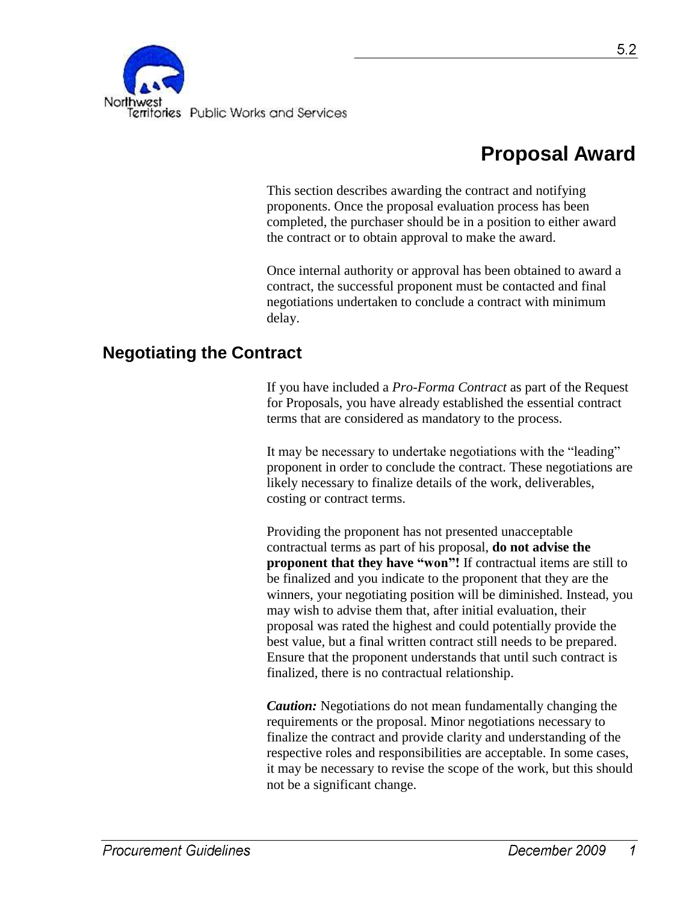# Proposal Award

This section describes awarding the contract and notifying proponents. Once the proposal evaluation process has been completed, the purchaser should be in a position to either award the contract or to obtain approval to make the award.

Once internal authority or approval has been obtained to award a contract, the successful proponent must be contacted and final negotiations undertaken to conclude a contract with minimum delay.

## Negotiating the Contract

If you have included a *Pro-Forma Contract* as part of the Request for Proposals, you have already established the essential contract terms that are considered as mandatory to the process.

It may be necessary to undertake negotiations with the "leading" proponent in order to conclude the contract. These negotiations are likely necessary to finalize details of the work, deliverables, costing or contract terms.

Providing the proponent has not presented unacceptable contractual terms as part of his proposal, **do not advise the proponent that they have "won"!** If contractual items are still to be finalized and you indicate to the proponent that they are the winners, your negotiating position will be diminished. Instead, you may wish to advise them that, after initial evaluation, their proposal was rated the highest and could potentially provide the best value, but a final written contract still needs to be prepared. Ensure that the proponent understands that until such contract is finalized, there is no contractual relationship.

***Caution:*** Negotiations do not mean fundamentally changing the requirements or the proposal. Minor negotiations necessary to finalize the contract and provide clarity and understanding of the respective roles and responsibilities are acceptable. In some cases, it may be necessary to revise the scope of the work, but this should not be a significant change.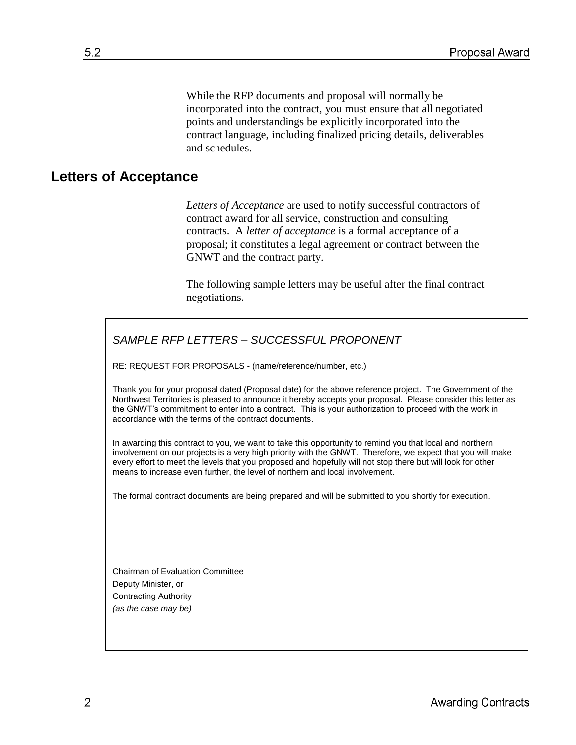While the RFP documents and proposal will normally be incorporated into the contract, you must ensure that all negotiated points and understandings be explicitly incorporated into the contract language, including finalized pricing details, deliverables and schedules.

## Letters of Acceptance

*Letters of Acceptance* are used to notify successful contractors of contract award for all service, construction and consulting contracts. A *letter of acceptance* is a formal acceptance of a proposal; it constitutes a legal agreement or contract between the GNWT and the contract party.

The following sample letters may be useful after the final contract negotiations.

---

*SAMPLE RFP LETTERS – SUCCESSFUL PROPONENT*

RE: REQUEST FOR PROPOSALS - (name/reference/number, etc.)

Thank you for your proposal dated (Proposal date) for the above reference project. The Government of the Northwest Territories is pleased to announce it hereby accepts your proposal. Please consider this letter as the GNWT's commitment to enter into a contract. This is your authorization to proceed with the work in accordance with the terms of the contract documents.

In awarding this contract to you, we want to take this opportunity to remind you that local and northern involvement on our projects is a very high priority with the GNWT. Therefore, we expect that you will make every effort to meet the levels that you proposed and hopefully will not stop there but will look for other means to increase even further, the level of northern and local involvement.

The formal contract documents are being prepared and will be submitted to you shortly for execution.

Chairman of Evaluation Committee
Deputy Minister, or
Contracting Authority
*(as the case may be)*

---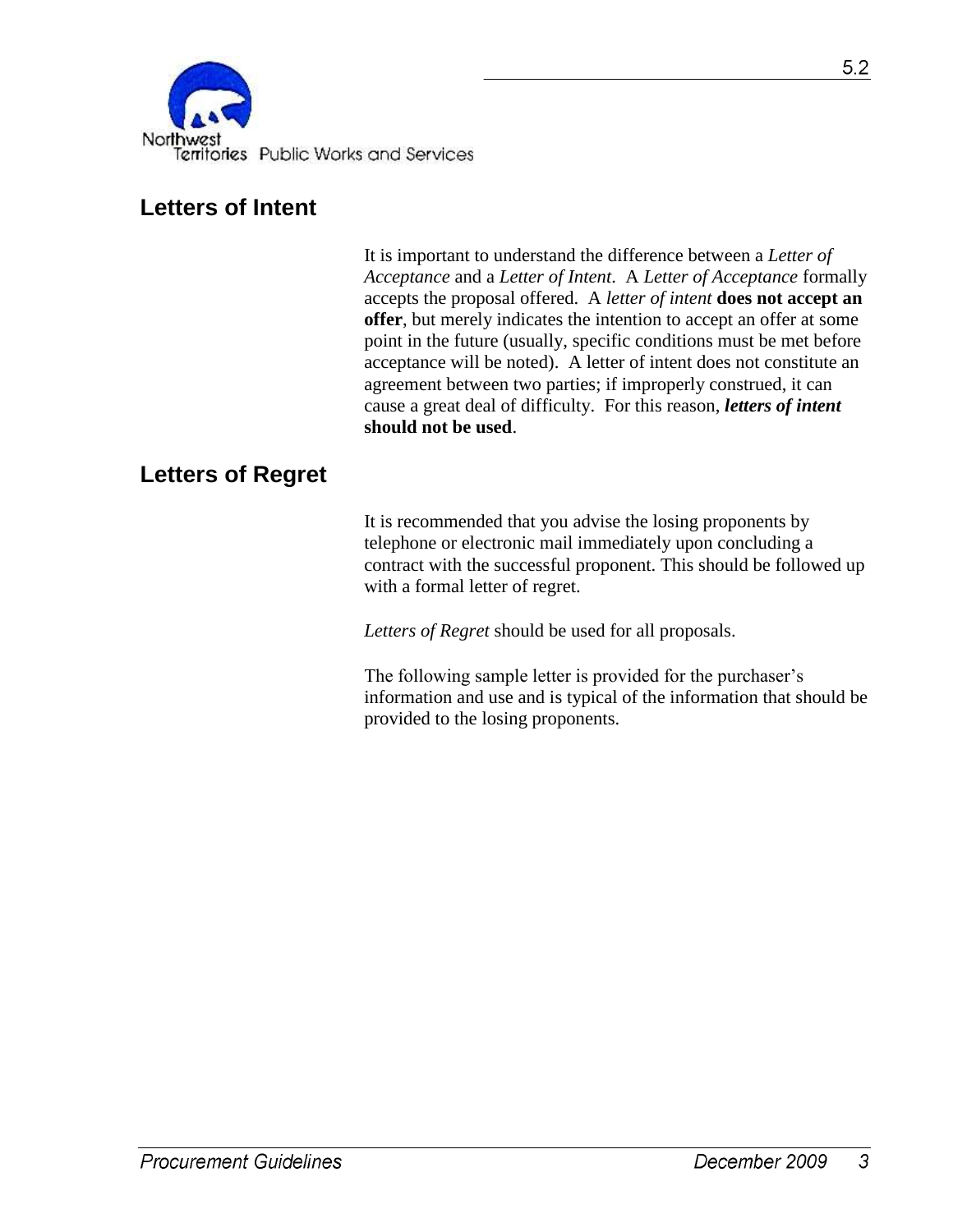## Letters of Intent

It is important to understand the difference between a *Letter of Acceptance* and a *Letter of Intent*. A *Letter of Acceptance* formally accepts the proposal offered. A *letter of intent* **does not accept an offer**, but merely indicates the intention to accept an offer at some point in the future (usually, specific conditions must be met before acceptance will be noted). A letter of intent does not constitute an agreement between two parties; if improperly construed, it can cause a great deal of difficulty. For this reason, ***letters of intent*** **should not be used**.

## Letters of Regret

It is recommended that you advise the losing proponents by telephone or electronic mail immediately upon concluding a contract with the successful proponent. This should be followed up with a formal letter of regret.

*Letters of Regret* should be used for all proposals.

The following sample letter is provided for the purchaser's information and use and is typical of the information that should be provided to the losing proponents.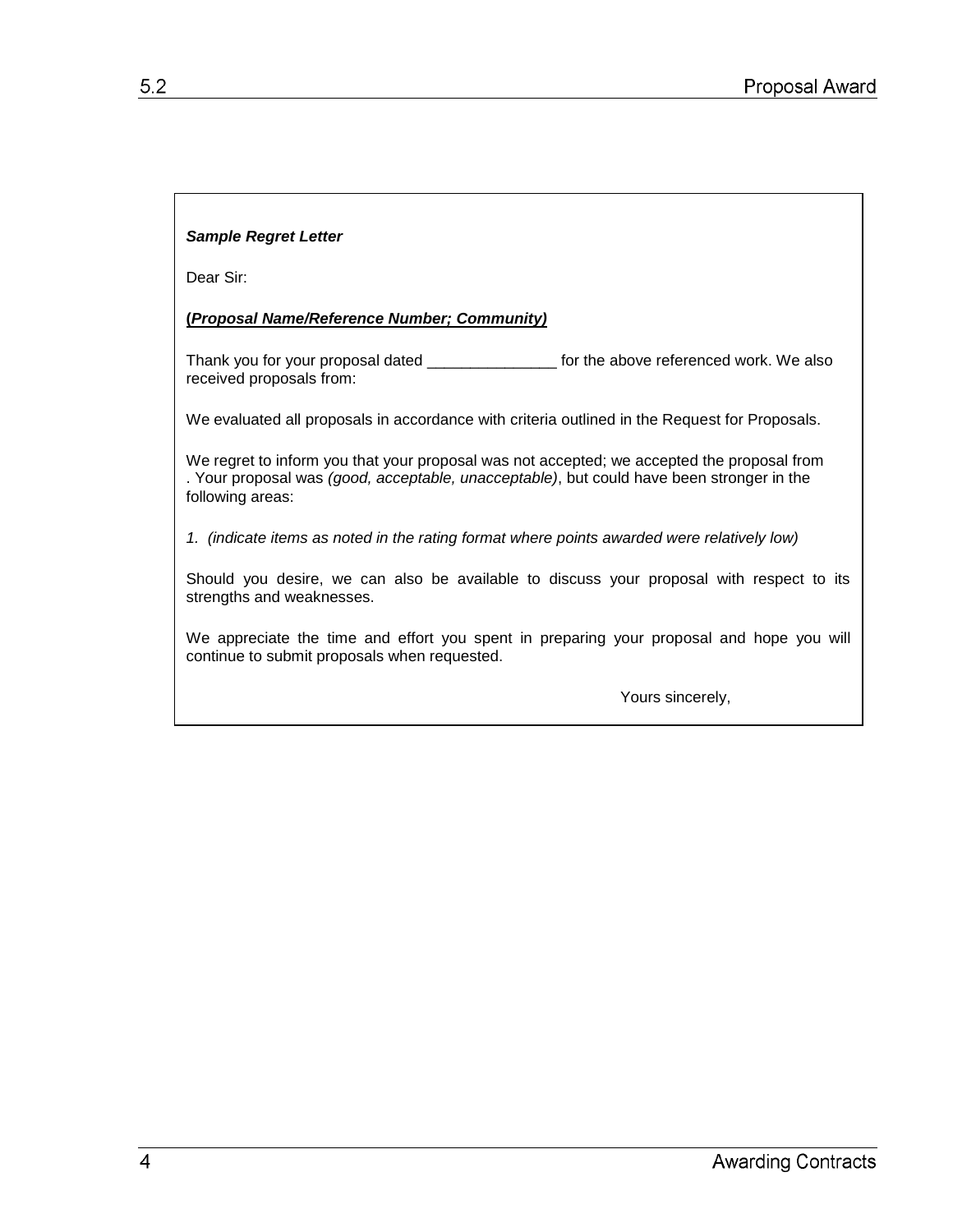***Sample Regret Letter***

Dear Sir:

**(*__Proposal Name/Reference Number; Community__*)**

Thank you for your proposal dated _______________ for the above referenced work. We also received proposals from:

We evaluated all proposals in accordance with criteria outlined in the Request for Proposals.

We regret to inform you that your proposal was not accepted; we accepted the proposal from . Your proposal was *(good, acceptable, unacceptable)*, but could have been stronger in the following areas:

*1. (indicate items as noted in the rating format where points awarded were relatively low)*

Should you desire, we can also be available to discuss your proposal with respect to its strengths and weaknesses.

We appreciate the time and effort you spent in preparing your proposal and hope you will continue to submit proposals when requested.

Yours sincerely,